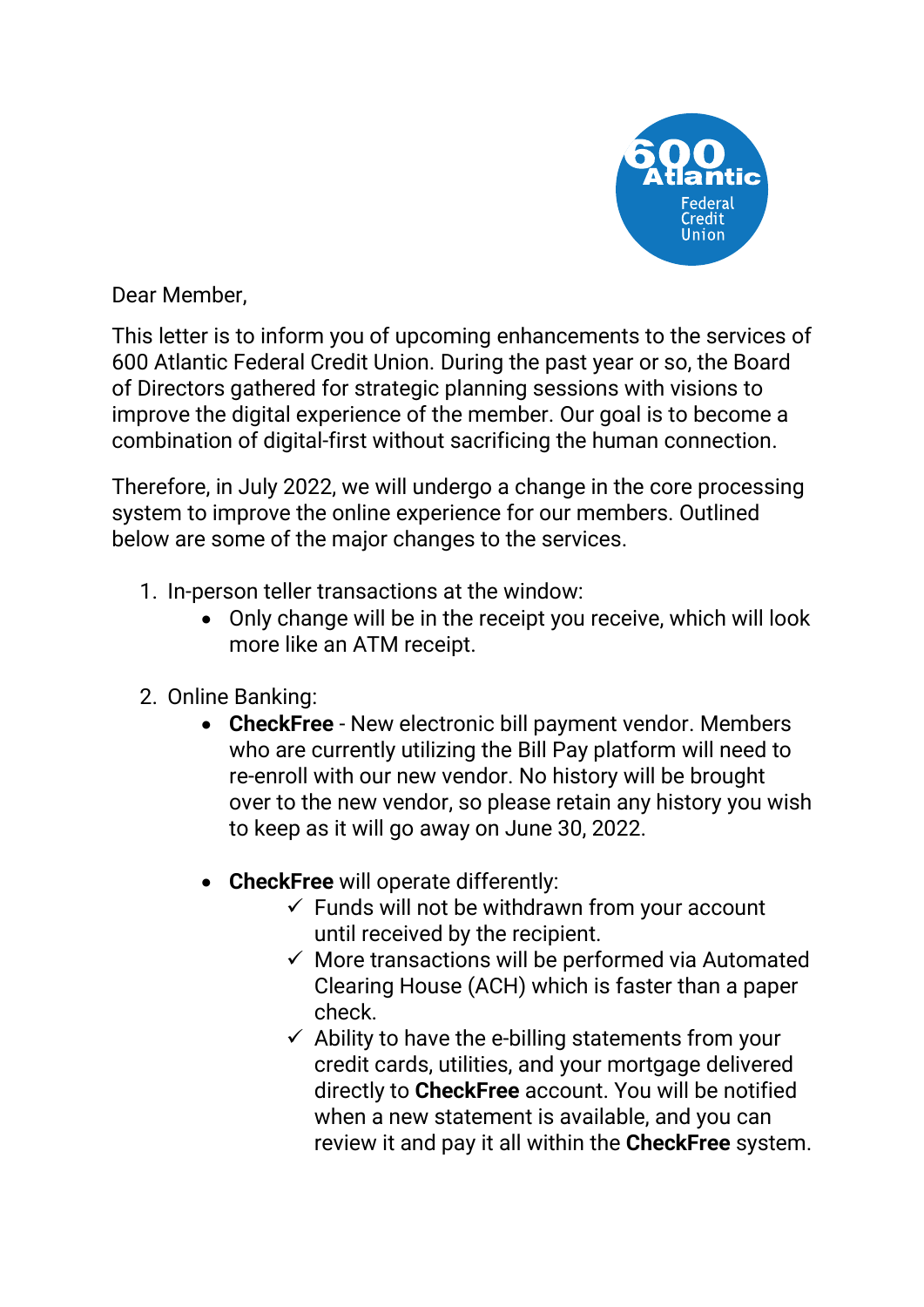Dear Member,

This letter is to inform you of upcoming enhancements to the services of 600 Atlantic Federal Credit Union. During the past year or so, the Board of Directors gathered for strategic planning sessions with visions to improve the digital experience of the member. Our goal is to become a combination of digital-first without sacrificing the human connection.

Therefore, in July 2022, we will undergo a change in the core processing system to improve the online experience for our members. Outlined below are some of the major changes to the services.

1. In-person teller transactions at the window:
   - Only change will be in the receipt you receive, which will look more like an ATM receipt.

2. Online Banking:
   - **CheckFree** - New electronic bill payment vendor. Members who are currently utilizing the Bill Pay platform will need to re-enroll with our new vendor. No history will be brought over to the new vendor, so please retain any history you wish to keep as it will go away on June 30, 2022.

   - **CheckFree** will operate differently:
     - ✓ Funds will not be withdrawn from your account until received by the recipient.
     - ✓ More transactions will be performed via Automated Clearing House (ACH) which is faster than a paper check.
     - ✓ Ability to have the e-billing statements from your credit cards, utilities, and your mortgage delivered directly to **CheckFree** account. You will be notified when a new statement is available, and you can review it and pay it all within the **CheckFree** system.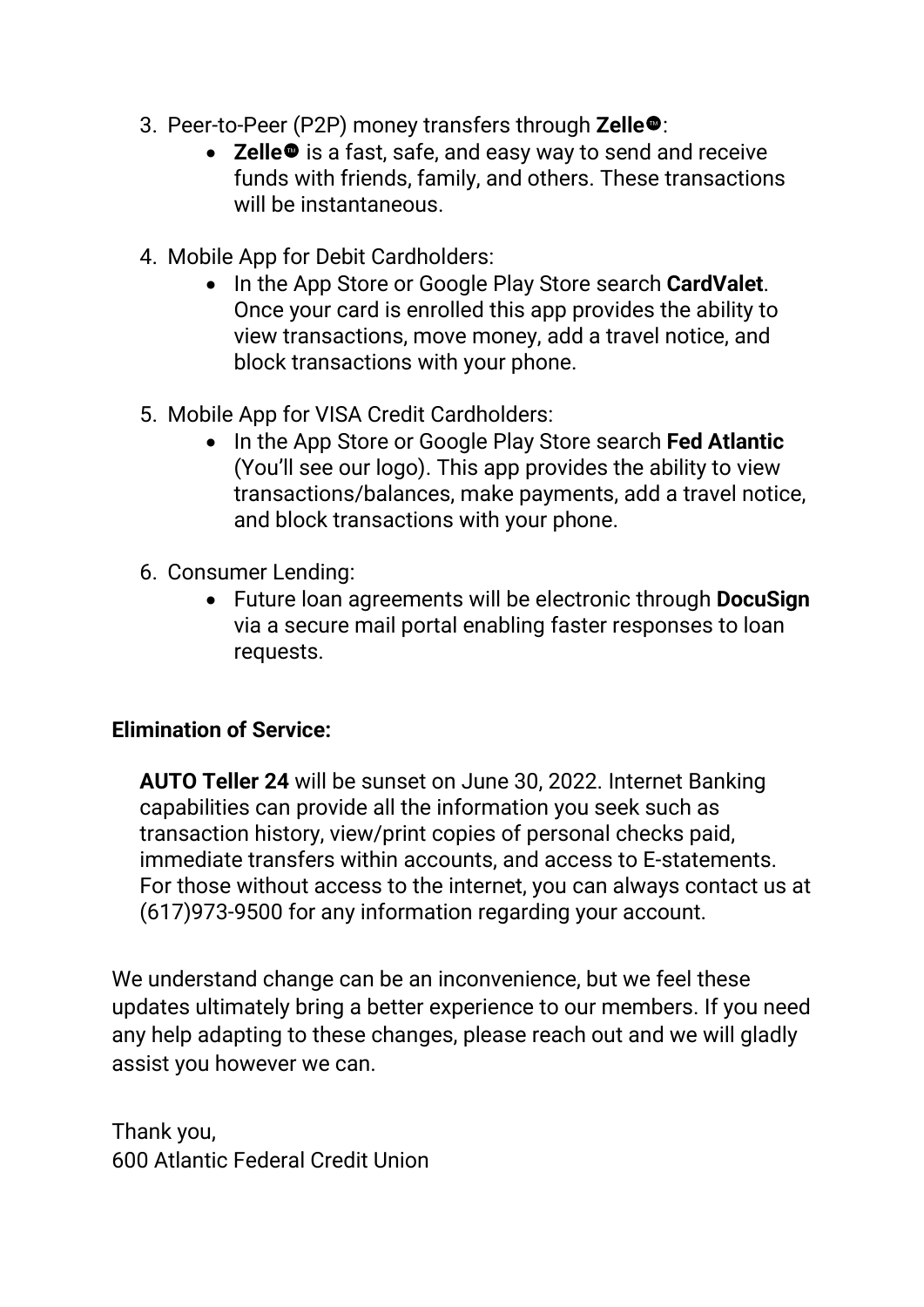3. Peer-to-Peer (P2P) money transfers through **Zelle**®:
    - **Zelle**® is a fast, safe, and easy way to send and receive funds with friends, family, and others. These transactions will be instantaneous.

4. Mobile App for Debit Cardholders:
    - In the App Store or Google Play Store search **CardValet**. Once your card is enrolled this app provides the ability to view transactions, move money, add a travel notice, and block transactions with your phone.

5. Mobile App for VISA Credit Cardholders:
    - In the App Store or Google Play Store search **Fed Atlantic** (You'll see our logo). This app provides the ability to view transactions/balances, make payments, add a travel notice, and block transactions with your phone.

6. Consumer Lending:
    - Future loan agreements will be electronic through **DocuSign** via a secure mail portal enabling faster responses to loan requests.

**Elimination of Service:**

**AUTO Teller 24** will be sunset on June 30, 2022. Internet Banking capabilities can provide all the information you seek such as transaction history, view/print copies of personal checks paid, immediate transfers within accounts, and access to E-statements. For those without access to the internet, you can always contact us at (617)973-9500 for any information regarding your account.

We understand change can be an inconvenience, but we feel these updates ultimately bring a better experience to our members. If you need any help adapting to these changes, please reach out and we will gladly assist you however we can.

Thank you,
600 Atlantic Federal Credit Union